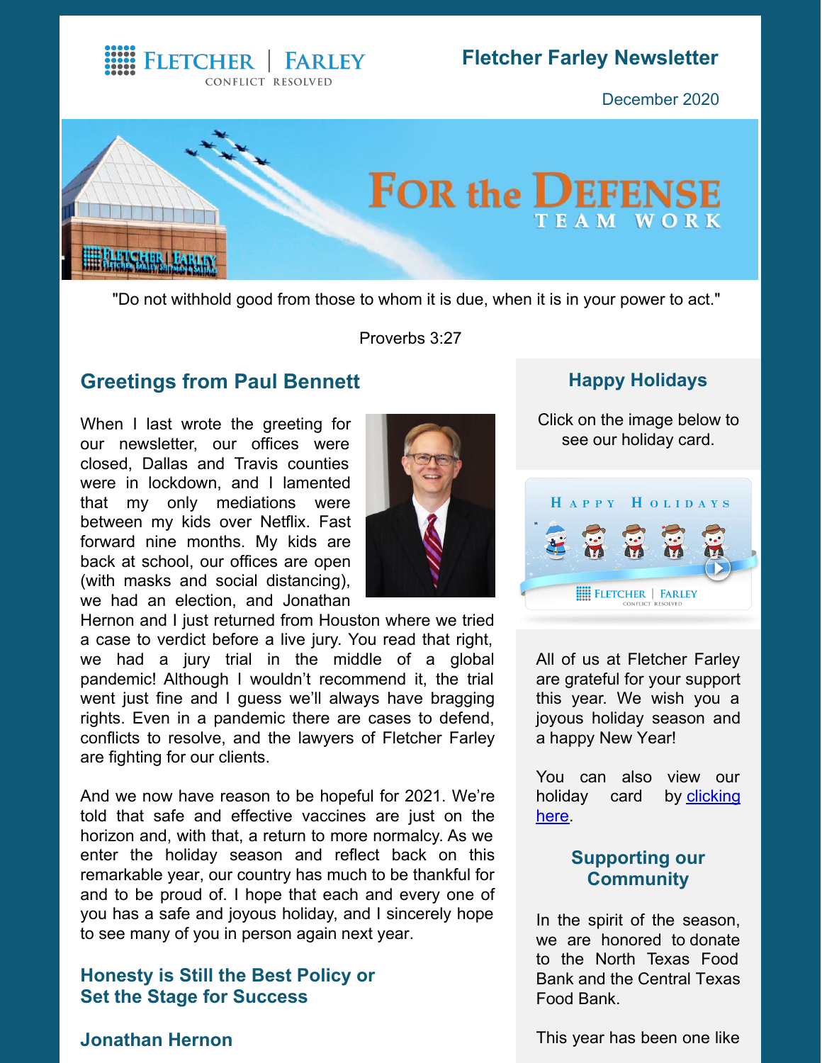# Fletcher Farley Newsletter

December 2020

FOR the DEFENSE
TEAM WORK

"Do not withhold good from those to whom it is due, when it is in your power to act."

Proverbs 3:27

## Greetings from Paul Bennett

When I last wrote the greeting for our newsletter, our offices were closed, Dallas and Travis counties were in lockdown, and I lamented that my only mediations were between my kids over Netflix. Fast forward nine months. My kids are back at school, our offices are open (with masks and social distancing), we had an election, and Jonathan Hernon and I just returned from Houston where we tried a case to verdict before a live jury. You read that right, we had a jury trial in the middle of a global pandemic! Although I wouldn't recommend it, the trial went just fine and I guess we'll always have bragging rights. Even in a pandemic there are cases to defend, conflicts to resolve, and the lawyers of Fletcher Farley are fighting for our clients.

And we now have reason to be hopeful for 2021. We're told that safe and effective vaccines are just on the horizon and, with that, a return to more normalcy. As we enter the holiday season and reflect back on this remarkable year, our country has much to be thankful for and to be proud of. I hope that each and every one of you has a safe and joyous holiday, and I sincerely hope to see many of you in person again next year.

## Honesty is Still the Best Policy or Set the Stage for Success

## Jonathan Hernon

## Happy Holidays

Click on the image below to see our holiday card.

All of us at Fletcher Farley are grateful for your support this year. We wish you a joyous holiday season and a happy New Year!

You can also view our holiday card by clicking here.

## Supporting our Community

In the spirit of the season, we are honored to donate to the North Texas Food Bank and the Central Texas Food Bank.

This year has been one like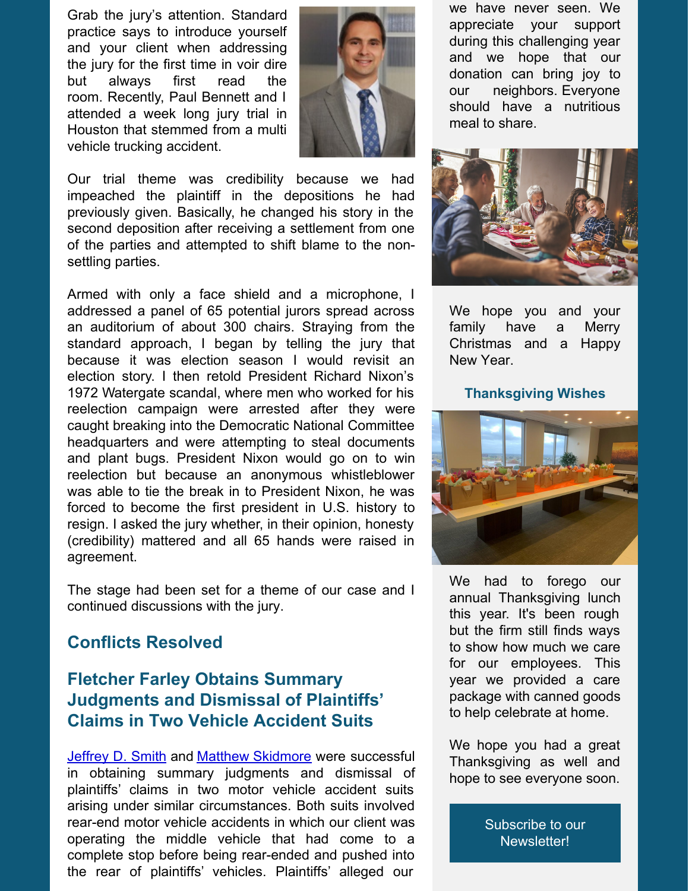Grab the jury's attention. Standard practice says to introduce yourself and your client when addressing the jury for the first time in voir dire but always first read the room. Recently, Paul Bennett and I attended a week long jury trial in Houston that stemmed from a multi vehicle trucking accident.

Our trial theme was credibility because we had impeached the plaintiff in the depositions he had previously given. Basically, he changed his story in the second deposition after receiving a settlement from one of the parties and attempted to shift blame to the non-settling parties.

Armed with only a face shield and a microphone, I addressed a panel of 65 potential jurors spread across an auditorium of about 300 chairs. Straying from the standard approach, I began by telling the jury that because it was election season I would revisit an election story. I then retold President Richard Nixon's 1972 Watergate scandal, where men who worked for his reelection campaign were arrested after they were caught breaking into the Democratic National Committee headquarters and were attempting to steal documents and plant bugs. President Nixon would go on to win reelection but because an anonymous whistleblower was able to tie the break in to President Nixon, he was forced to become the first president in U.S. history to resign. I asked the jury whether, in their opinion, honesty (credibility) mattered and all 65 hands were raised in agreement.

The stage had been set for a theme of our case and I continued discussions with the jury.

## Conflicts Resolved

## Fletcher Farley Obtains Summary Judgments and Dismissal of Plaintiffs' Claims in Two Vehicle Accident Suits

[Jeffrey D. Smith] and [Matthew Skidmore] were successful in obtaining summary judgments and dismissal of plaintiffs' claims in two motor vehicle accident suits arising under similar circumstances. Both suits involved rear-end motor vehicle accidents in which our client was operating the middle vehicle that had come to a complete stop before being rear-ended and pushed into the rear of plaintiffs' vehicles. Plaintiffs' alleged our

we have never seen. We appreciate your support during this challenging year and we hope that our donation can bring joy to our neighbors. Everyone should have a nutritious meal to share.

We hope you and your family have a Merry Christmas and a Happy New Year.

### Thanksgiving Wishes

We had to forego our annual Thanksgiving lunch this year. It's been rough but the firm still finds ways to show how much we care for our employees. This year we provided a care package with canned goods to help celebrate at home.

We hope you had a great Thanksgiving as well and hope to see everyone soon.

Subscribe to our Newsletter!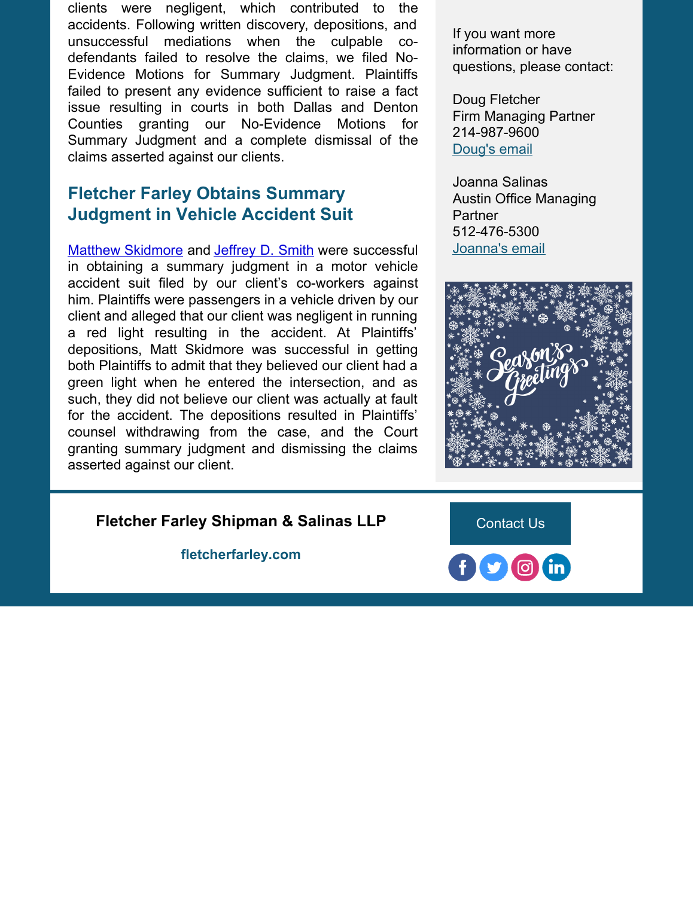clients were negligent, which contributed to the accidents. Following written discovery, depositions, and unsuccessful mediations when the culpable co-defendants failed to resolve the claims, we filed No-Evidence Motions for Summary Judgment. Plaintiffs failed to present any evidence sufficient to raise a fact issue resulting in courts in both Dallas and Denton Counties granting our No-Evidence Motions for Summary Judgment and a complete dismissal of the claims asserted against our clients.

## Fletcher Farley Obtains Summary Judgment in Vehicle Accident Suit

Matthew Skidmore and Jeffrey D. Smith were successful in obtaining a summary judgment in a motor vehicle accident suit filed by our client's co-workers against him. Plaintiffs were passengers in a vehicle driven by our client and alleged that our client was negligent in running a red light resulting in the accident. At Plaintiffs' depositions, Matt Skidmore was successful in getting both Plaintiffs to admit that they believed our client had a green light when he entered the intersection, and as such, they did not believe our client was actually at fault for the accident. The depositions resulted in Plaintiffs' counsel withdrawing from the case, and the Court granting summary judgment and dismissing the claims asserted against our client.

If you want more information or have questions, please contact:

Doug Fletcher
Firm Managing Partner
214-987-9600
Doug's email

Joanna Salinas
Austin Office Managing Partner
512-476-5300
Joanna's email

**Fletcher Farley Shipman & Salinas LLP**

**fletcherfarley.com**

Contact Us